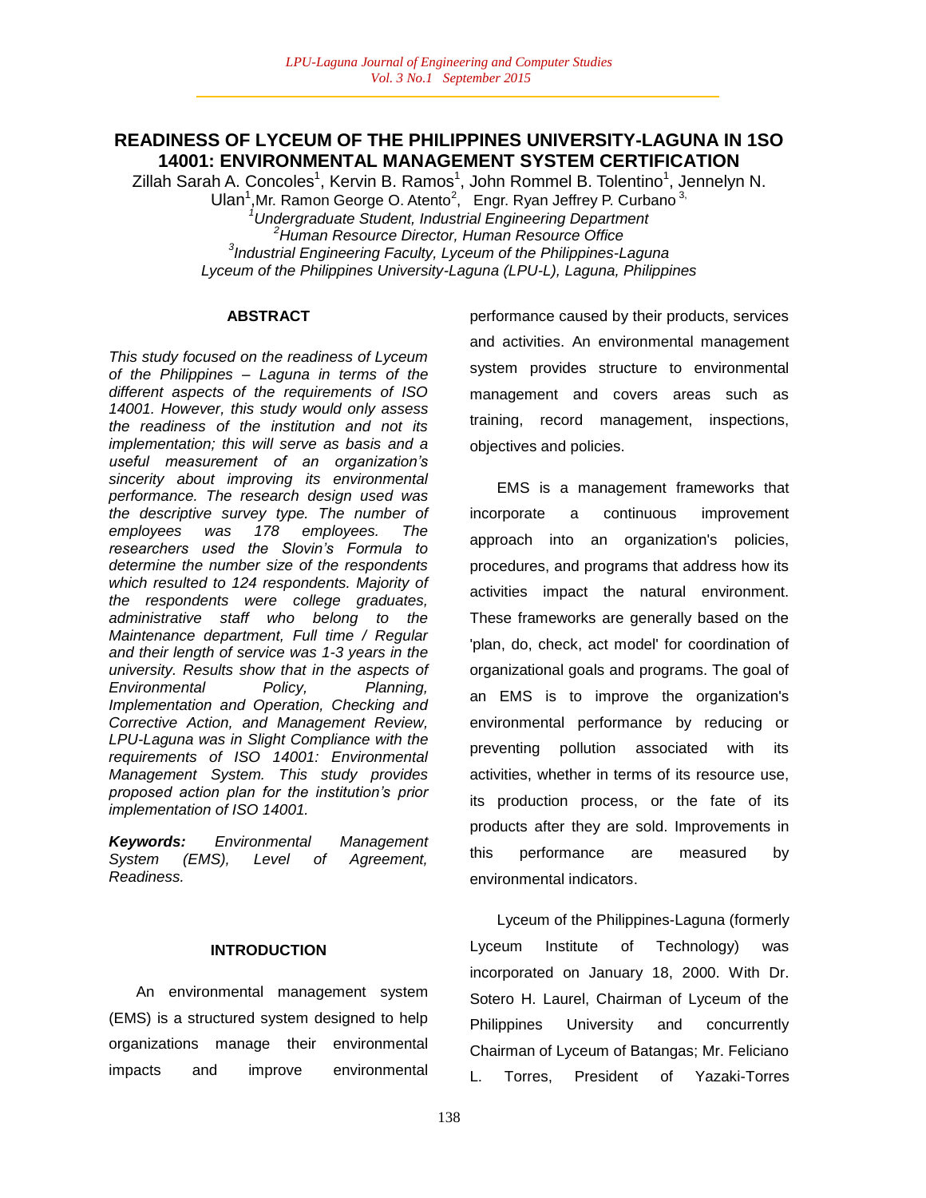# READINESS OF LYCEUM OF THE PHILIPPINES UNIVERSITY-LAGUNA IN 1SO 14001: ENVIRONMENTAL MANAGEMENT SYSTEM CERTIFICATION

Zillah Sarah A. Concoles[1], Kervin B. Ramos[1], John Rommel B. Tolentino[1], Jennelyn N. Ulan[1], Mr. Ramon George O. Atento[2], Engr. Ryan Jeffrey P. Curbano [3,]

[1]*Undergraduate Student, Industrial Engineering Department*
[2]*Human Resource Director, Human Resource Office*
[3]*Industrial Engineering Faculty, Lyceum of the Philippines-Laguna*
*Lyceum of the Philippines University-Laguna (LPU-L), Laguna, Philippines*

## ABSTRACT

*This study focused on the readiness of Lyceum of the Philippines – Laguna in terms of the different aspects of the requirements of ISO 14001. However, this study would only assess the readiness of the institution and not its implementation; this will serve as basis and a useful measurement of an organization's sincerity about improving its environmental performance. The research design used was the descriptive survey type. The number of employees was 178 employees. The researchers used the Slovin's Formula to determine the number size of the respondents which resulted to 124 respondents. Majority of the respondents were college graduates, administrative staff who belong to the Maintenance department, Full time / Regular and their length of service was 1-3 years in the university. Results show that in the aspects of Environmental Policy, Planning, Implementation and Operation, Checking and Corrective Action, and Management Review, LPU-Laguna was in Slight Compliance with the requirements of ISO 14001: Environmental Management System. This study provides proposed action plan for the institution's prior implementation of ISO 14001.*

***Keywords:*** *Environmental Management System (EMS), Level of Agreement, Readiness.*

## INTRODUCTION

An environmental management system (EMS) is a structured system designed to help organizations manage their environmental impacts and improve environmental performance caused by their products, services and activities. An environmental management system provides structure to environmental management and covers areas such as training, record management, inspections, objectives and policies.

EMS is a management frameworks that incorporate a continuous improvement approach into an organization's policies, procedures, and programs that address how its activities impact the natural environment. These frameworks are generally based on the 'plan, do, check, act model' for coordination of organizational goals and programs. The goal of an EMS is to improve the organization's environmental performance by reducing or preventing pollution associated with its activities, whether in terms of its resource use, its production process, or the fate of its products after they are sold. Improvements in this performance are measured by environmental indicators.

Lyceum of the Philippines-Laguna (formerly Lyceum Institute of Technology) was incorporated on January 18, 2000. With Dr. Sotero H. Laurel, Chairman of Lyceum of the Philippines University and concurrently Chairman of Lyceum of Batangas; Mr. Feliciano L. Torres, President of Yazaki-Torres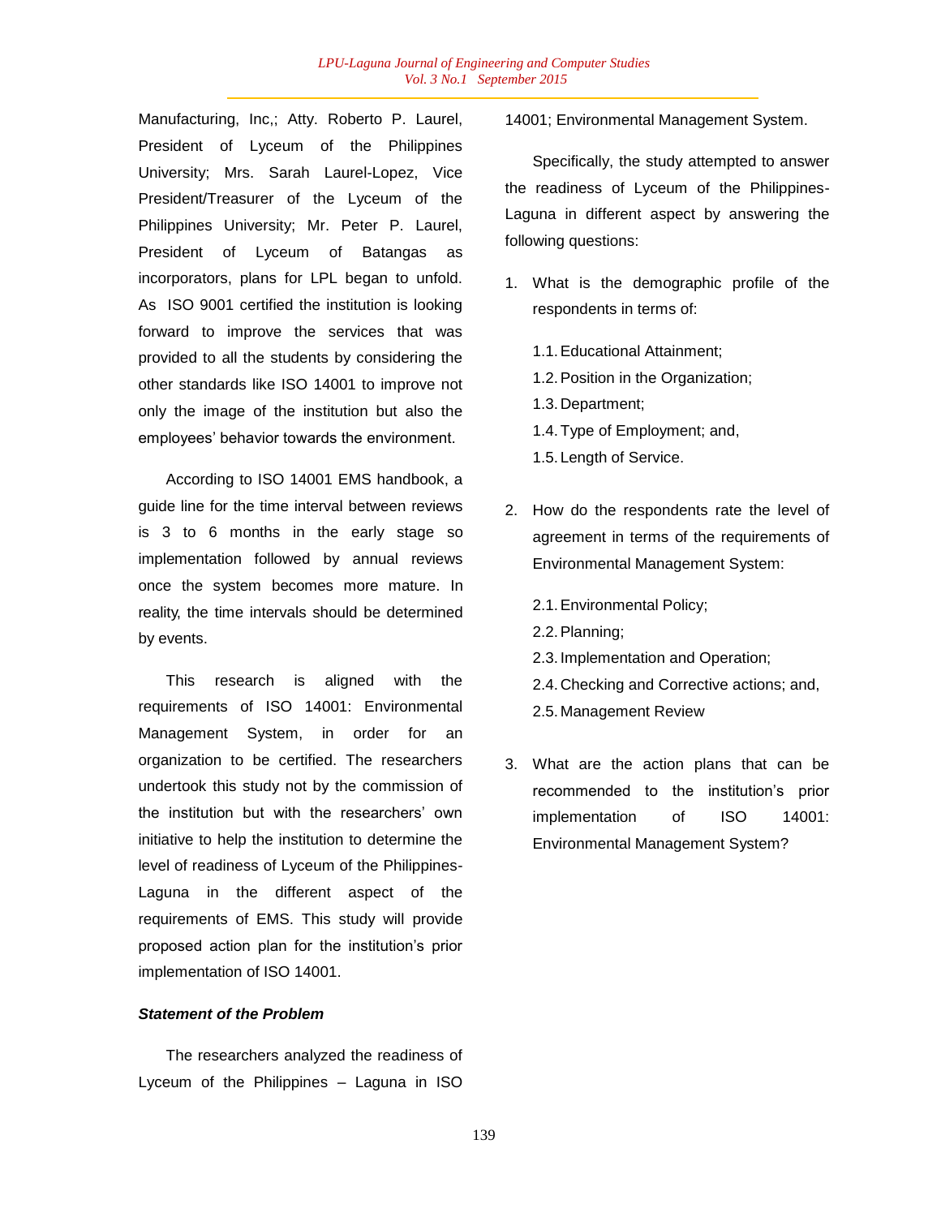Manufacturing, Inc,; Atty. Roberto P. Laurel, President of Lyceum of the Philippines University; Mrs. Sarah Laurel-Lopez, Vice President/Treasurer of the Lyceum of the Philippines University; Mr. Peter P. Laurel, President of Lyceum of Batangas as incorporators, plans for LPL began to unfold. As ISO 9001 certified the institution is looking forward to improve the services that was provided to all the students by considering the other standards like ISO 14001 to improve not only the image of the institution but also the employees' behavior towards the environment.

According to ISO 14001 EMS handbook, a guide line for the time interval between reviews is 3 to 6 months in the early stage so implementation followed by annual reviews once the system becomes more mature. In reality, the time intervals should be determined by events.

This research is aligned with the requirements of ISO 14001: Environmental Management System, in order for an organization to be certified. The researchers undertook this study not by the commission of the institution but with the researchers' own initiative to help the institution to determine the level of readiness of Lyceum of the Philippines-Laguna in the different aspect of the requirements of EMS. This study will provide proposed action plan for the institution's prior implementation of ISO 14001.

### *Statement of the Problem*

The researchers analyzed the readiness of Lyceum of the Philippines – Laguna in ISO 14001; Environmental Management System.

Specifically, the study attempted to answer the readiness of Lyceum of the Philippines-Laguna in different aspect by answering the following questions:

1. What is the demographic profile of the respondents in terms of:
   1.1. Educational Attainment;
   1.2. Position in the Organization;
   1.3. Department;
   1.4. Type of Employment; and,
   1.5. Length of Service.

2. How do the respondents rate the level of agreement in terms of the requirements of Environmental Management System:
   2.1. Environmental Policy;
   2.2. Planning;
   2.3. Implementation and Operation;
   2.4. Checking and Corrective actions; and,
   2.5. Management Review

3. What are the action plans that can be recommended to the institution's prior implementation of ISO 14001: Environmental Management System?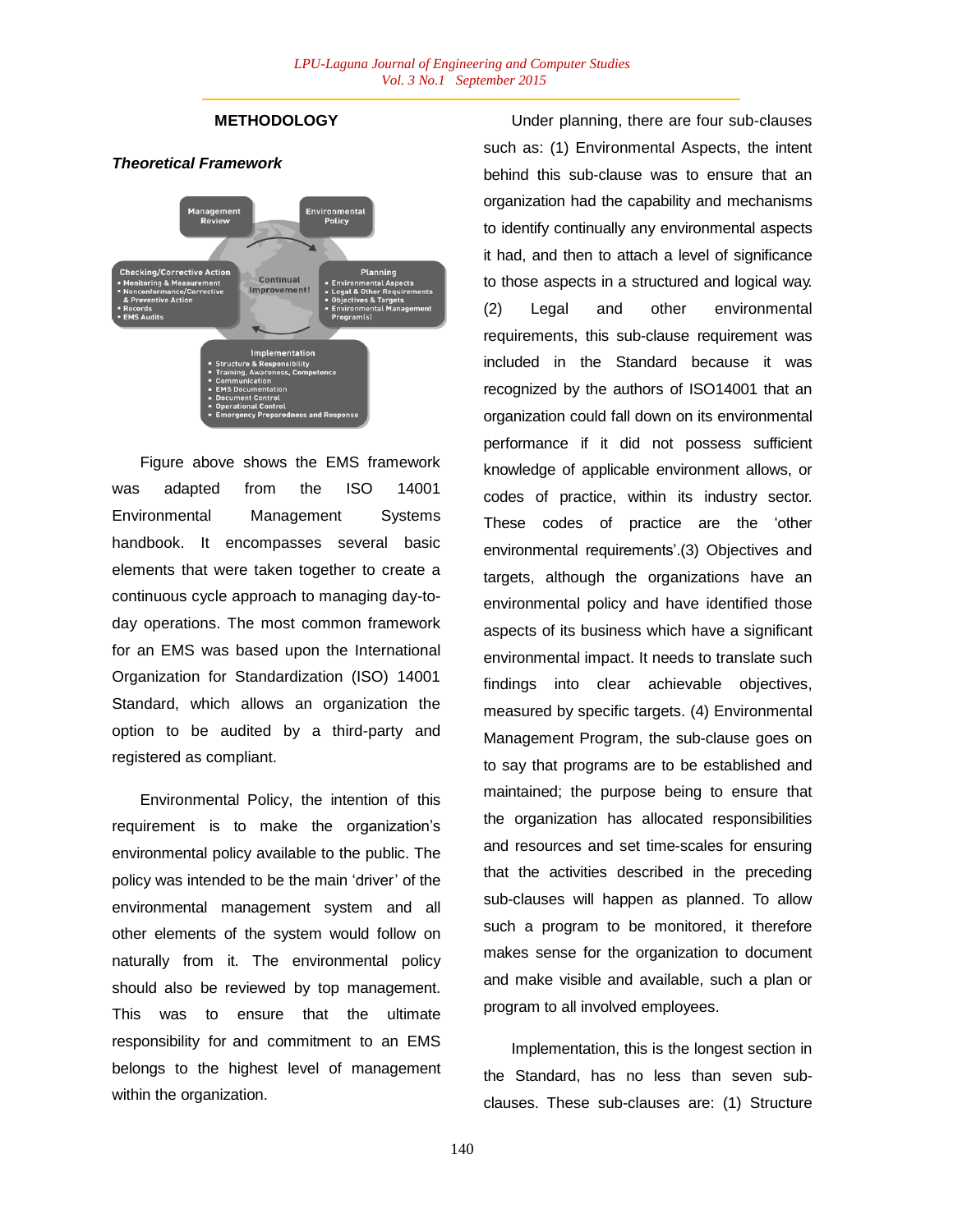## METHODOLOGY

### *Theoretical Framework*

Figure above shows the EMS framework was adapted from the ISO 14001 Environmental Management Systems handbook. It encompasses several basic elements that were taken together to create a continuous cycle approach to managing day-to-day operations. The most common framework for an EMS was based upon the International Organization for Standardization (ISO) 14001 Standard, which allows an organization the option to be audited by a third-party and registered as compliant.

Environmental Policy, the intention of this requirement is to make the organization's environmental policy available to the public. The policy was intended to be the main 'driver' of the environmental management system and all other elements of the system would follow on naturally from it. The environmental policy should also be reviewed by top management. This was to ensure that the ultimate responsibility for and commitment to an EMS belongs to the highest level of management within the organization.

Under planning, there are four sub-clauses such as: (1) Environmental Aspects, the intent behind this sub-clause was to ensure that an organization had the capability and mechanisms to identify continually any environmental aspects it had, and then to attach a level of significance to those aspects in a structured and logical way. (2) Legal and other environmental requirements, this sub-clause requirement was included in the Standard because it was recognized by the authors of ISO14001 that an organization could fall down on its environmental performance if it did not possess sufficient knowledge of applicable environment allows, or codes of practice, within its industry sector. These codes of practice are the 'other environmental requirements'.(3) Objectives and targets, although the organizations have an environmental policy and have identified those aspects of its business which have a significant environmental impact. It needs to translate such findings into clear achievable objectives, measured by specific targets. (4) Environmental Management Program, the sub-clause goes on to say that programs are to be established and maintained; the purpose being to ensure that the organization has allocated responsibilities and resources and set time-scales for ensuring that the activities described in the preceding sub-clauses will happen as planned. To allow such a program to be monitored, it therefore makes sense for the organization to document and make visible and available, such a plan or program to all involved employees.

Implementation, this is the longest section in the Standard, has no less than seven sub-clauses. These sub-clauses are: (1) Structure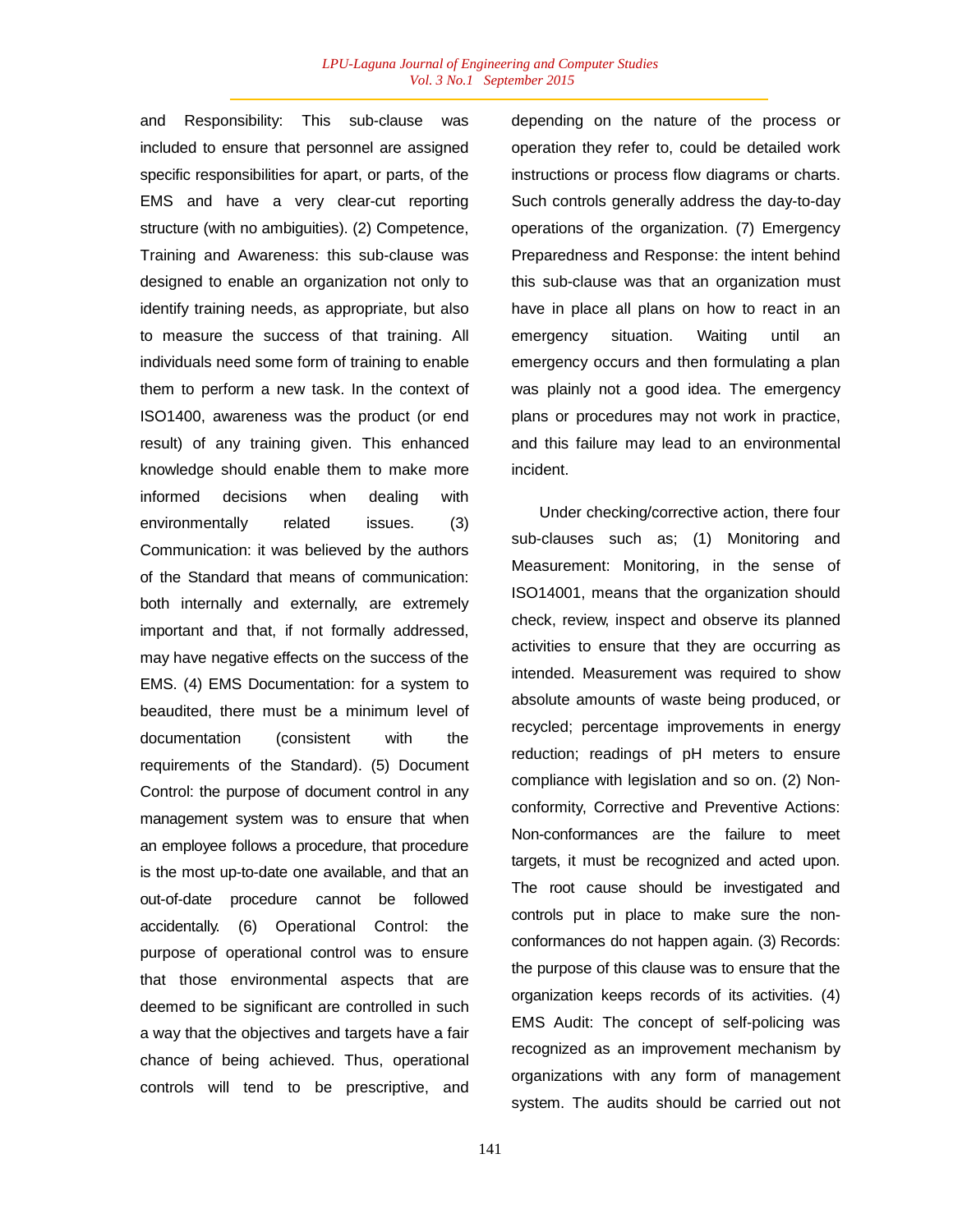and Responsibility: This sub-clause was included to ensure that personnel are assigned specific responsibilities for apart, or parts, of the EMS and have a very clear-cut reporting structure (with no ambiguities). (2) Competence, Training and Awareness: this sub-clause was designed to enable an organization not only to identify training needs, as appropriate, but also to measure the success of that training. All individuals need some form of training to enable them to perform a new task. In the context of ISO1400, awareness was the product (or end result) of any training given. This enhanced knowledge should enable them to make more informed decisions when dealing with environmentally related issues. (3) Communication: it was believed by the authors of the Standard that means of communication: both internally and externally, are extremely important and that, if not formally addressed, may have negative effects on the success of the EMS. (4) EMS Documentation: for a system to beaudited, there must be a minimum level of documentation (consistent with the requirements of the Standard). (5) Document Control: the purpose of document control in any management system was to ensure that when an employee follows a procedure, that procedure is the most up-to-date one available, and that an out-of-date procedure cannot be followed accidentally. (6) Operational Control: the purpose of operational control was to ensure that those environmental aspects that are deemed to be significant are controlled in such a way that the objectives and targets have a fair chance of being achieved. Thus, operational controls will tend to be prescriptive, and depending on the nature of the process or operation they refer to, could be detailed work instructions or process flow diagrams or charts. Such controls generally address the day-to-day operations of the organization. (7) Emergency Preparedness and Response: the intent behind this sub-clause was that an organization must have in place all plans on how to react in an emergency situation. Waiting until an emergency occurs and then formulating a plan was plainly not a good idea. The emergency plans or procedures may not work in practice, and this failure may lead to an environmental incident.

Under checking/corrective action, there four sub-clauses such as; (1) Monitoring and Measurement: Monitoring, in the sense of ISO14001, means that the organization should check, review, inspect and observe its planned activities to ensure that they are occurring as intended. Measurement was required to show absolute amounts of waste being produced, or recycled; percentage improvements in energy reduction; readings of pH meters to ensure compliance with legislation and so on. (2) Non-conformity, Corrective and Preventive Actions: Non-conformances are the failure to meet targets, it must be recognized and acted upon. The root cause should be investigated and controls put in place to make sure the non-conformances do not happen again. (3) Records: the purpose of this clause was to ensure that the organization keeps records of its activities. (4) EMS Audit: The concept of self-policing was recognized as an improvement mechanism by organizations with any form of management system. The audits should be carried out not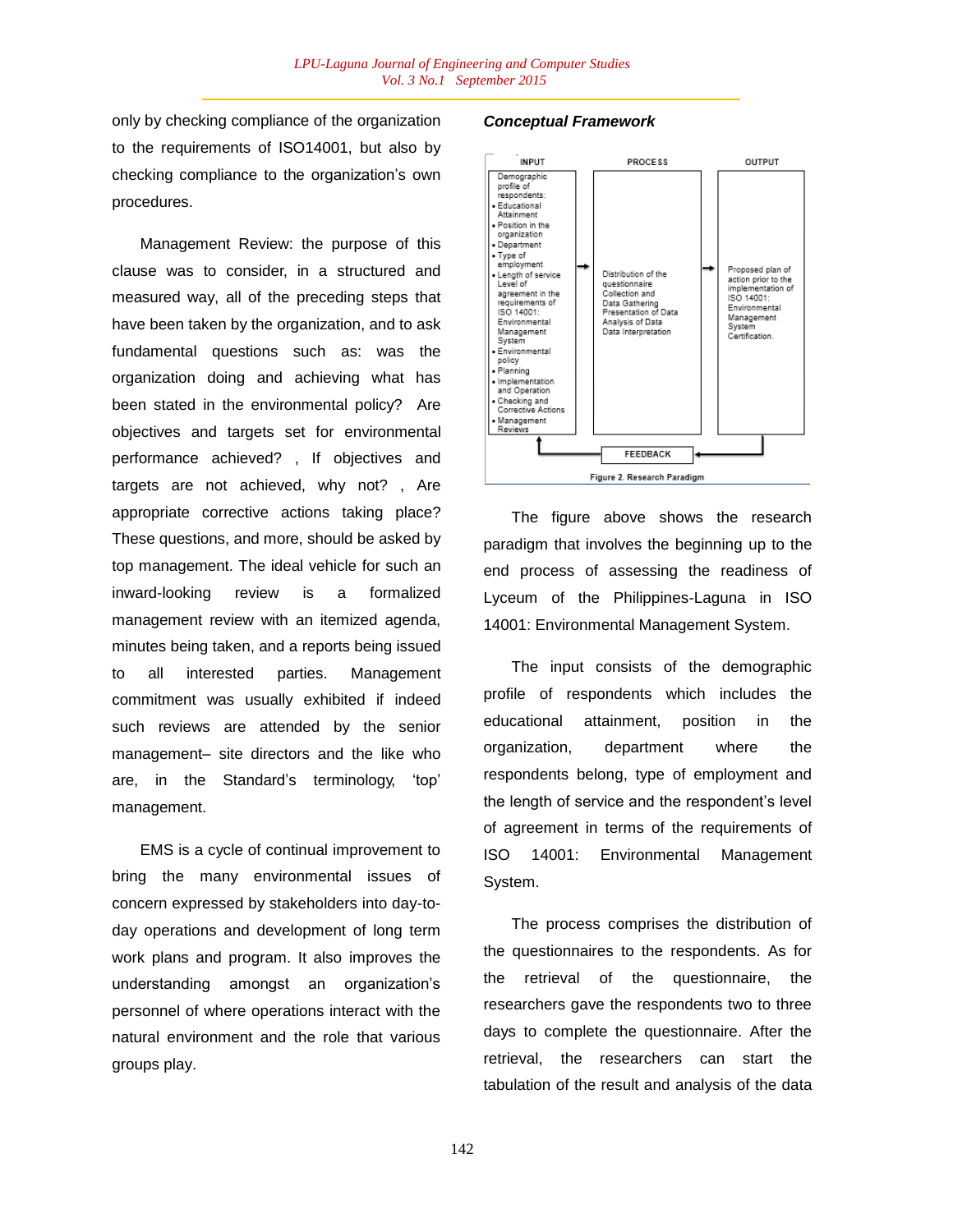only by checking compliance of the organization to the requirements of ISO14001, but also by checking compliance to the organization's own procedures.

Management Review: the purpose of this clause was to consider, in a structured and measured way, all of the preceding steps that have been taken by the organization, and to ask fundamental questions such as: was the organization doing and achieving what has been stated in the environmental policy? Are objectives and targets set for environmental performance achieved? , If objectives and targets are not achieved, why not? , Are appropriate corrective actions taking place? These questions, and more, should be asked by top management. The ideal vehicle for such an inward-looking review is a formalized management review with an itemized agenda, minutes being taken, and a reports being issued to all interested parties. Management commitment was usually exhibited if indeed such reviews are attended by the senior management– site directors and the like who are, in the Standard's terminology, 'top' management.

EMS is a cycle of continual improvement to bring the many environmental issues of concern expressed by stakeholders into day-to-day operations and development of long term work plans and program. It also improves the understanding amongst an organization's personnel of where operations interact with the natural environment and the role that various groups play.

***Conceptual Framework***

| INPUT | PROCESS | OUTPUT |
|---|---|---|
| Demographic profile of respondents: • Educational Attainment • Position in the organization • Department • Type of employment • Length of service Level of agreement in the requirements of ISO 14001: Environmental Management System • Environmental policy • Planning • Implementation and Operation • Checking and Corrective Actions • Management Reviews | Distribution of the questionnaire Collection and Data Gathering Presentation of Data Analysis of Data Data Interpretation | Proposed plan of action prior to the implementation of ISO 14001: Environmental Management System Certification. |

FEEDBACK

Figure 2. Research Paradigm

The figure above shows the research paradigm that involves the beginning up to the end process of assessing the readiness of Lyceum of the Philippines-Laguna in ISO 14001: Environmental Management System.

The input consists of the demographic profile of respondents which includes the educational attainment, position in the organization, department where the respondents belong, type of employment and the length of service and the respondent's level of agreement in terms of the requirements of ISO 14001: Environmental Management System.

The process comprises the distribution of the questionnaires to the respondents. As for the retrieval of the questionnaire, the researchers gave the respondents two to three days to complete the questionnaire. After the retrieval, the researchers can start the tabulation of the result and analysis of the data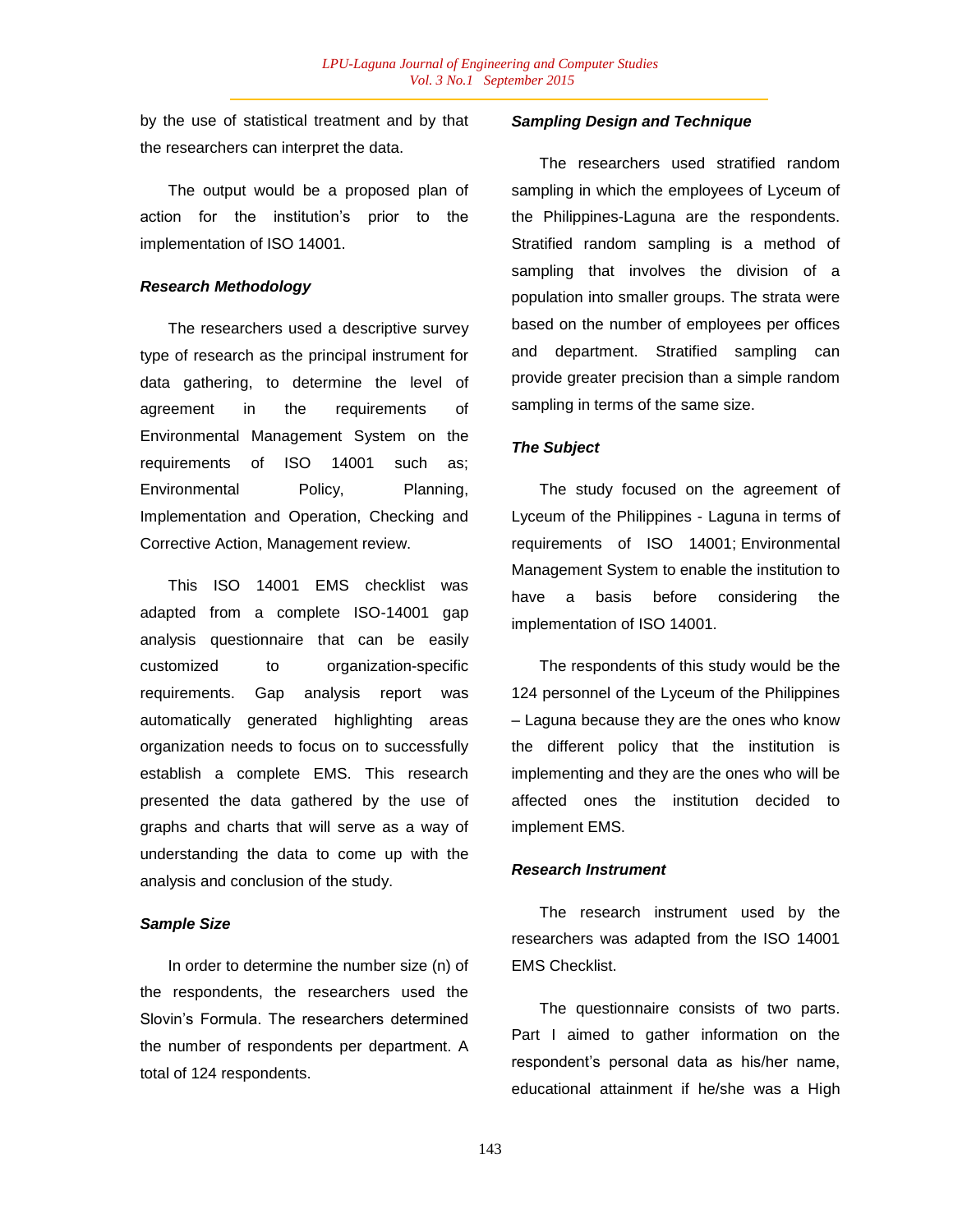by the use of statistical treatment and by that the researchers can interpret the data.

The output would be a proposed plan of action for the institution's prior to the implementation of ISO 14001.

***Research Methodology***

The researchers used a descriptive survey type of research as the principal instrument for data gathering, to determine the level of agreement in the requirements of Environmental Management System on the requirements of ISO 14001 such as; Environmental Policy, Planning, Implementation and Operation, Checking and Corrective Action, Management review.

This ISO 14001 EMS checklist was adapted from a complete ISO-14001 gap analysis questionnaire that can be easily customized to organization-specific requirements. Gap analysis report was automatically generated highlighting areas organization needs to focus on to successfully establish a complete EMS. This research presented the data gathered by the use of graphs and charts that will serve as a way of understanding the data to come up with the analysis and conclusion of the study.

***Sample Size***

In order to determine the number size (n) of the respondents, the researchers used the Slovin's Formula. The researchers determined the number of respondents per department. A total of 124 respondents.

***Sampling Design and Technique***

The researchers used stratified random sampling in which the employees of Lyceum of the Philippines-Laguna are the respondents. Stratified random sampling is a method of sampling that involves the division of a population into smaller groups. The strata were based on the number of employees per offices and department. Stratified sampling can provide greater precision than a simple random sampling in terms of the same size.

***The Subject***

The study focused on the agreement of Lyceum of the Philippines - Laguna in terms of requirements of ISO 14001; Environmental Management System to enable the institution to have a basis before considering the implementation of ISO 14001.

The respondents of this study would be the 124 personnel of the Lyceum of the Philippines – Laguna because they are the ones who know the different policy that the institution is implementing and they are the ones who will be affected ones the institution decided to implement EMS.

***Research Instrument***

The research instrument used by the researchers was adapted from the ISO 14001 EMS Checklist.

The questionnaire consists of two parts. Part I aimed to gather information on the respondent's personal data as his/her name, educational attainment if he/she was a High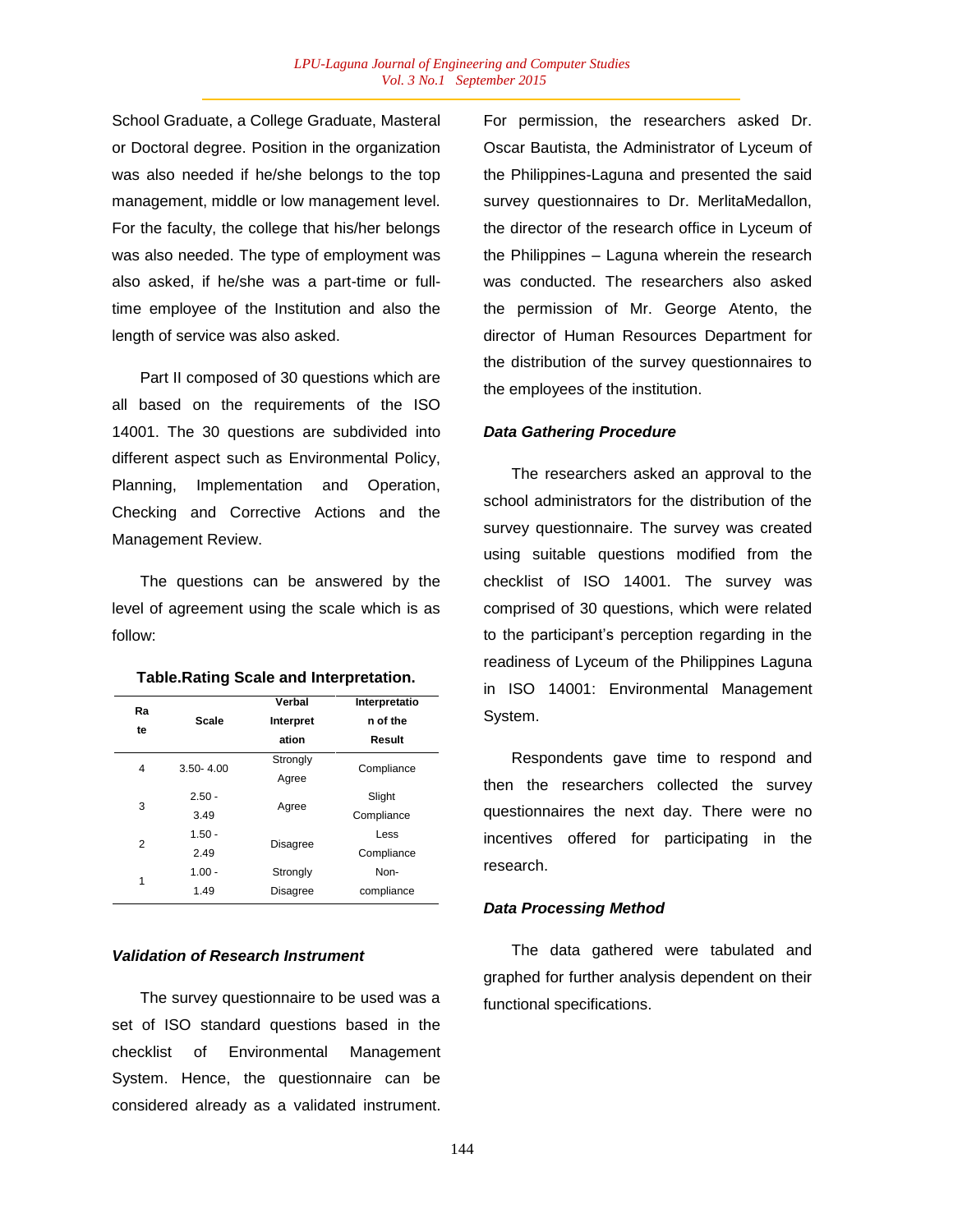School Graduate, a College Graduate, Masteral or Doctoral degree. Position in the organization was also needed if he/she belongs to the top management, middle or low management level. For the faculty, the college that his/her belongs was also needed. The type of employment was also asked, if he/she was a part-time or full-time employee of the Institution and also the length of service was also asked.

Part II composed of 30 questions which are all based on the requirements of the ISO 14001. The 30 questions are subdivided into different aspect such as Environmental Policy, Planning, Implementation and Operation, Checking and Corrective Actions and the Management Review.

The questions can be answered by the level of agreement using the scale which is as follow:

**Table.Rating Scale and Interpretation.**

| Rate | Scale | Verbal Interpretation | Interpretation of the Result |
|---|---|---|---|
| 4 | 3.50- 4.00 | Strongly Agree | Compliance |
| 3 | 2.50 - 3.49 | Agree | Slight Compliance |
| 2 | 1.50 - 2.49 | Disagree | Less Compliance |
| 1 | 1.00 - 1.49 | Strongly Disagree | Non-compliance |

### *Validation of Research Instrument*

The survey questionnaire to be used was a set of ISO standard questions based in the checklist of Environmental Management System. Hence, the questionnaire can be considered already as a validated instrument. For permission, the researchers asked Dr. Oscar Bautista, the Administrator of Lyceum of the Philippines-Laguna and presented the said survey questionnaires to Dr. MerlitaMedallon, the director of the research office in Lyceum of the Philippines – Laguna wherein the research was conducted. The researchers also asked the permission of Mr. George Atento, the director of Human Resources Department for the distribution of the survey questionnaires to the employees of the institution.

### *Data Gathering Procedure*

The researchers asked an approval to the school administrators for the distribution of the survey questionnaire. The survey was created using suitable questions modified from the checklist of ISO 14001. The survey was comprised of 30 questions, which were related to the participant's perception regarding in the readiness of Lyceum of the Philippines Laguna in ISO 14001: Environmental Management System.

Respondents gave time to respond and then the researchers collected the survey questionnaires the next day. There were no incentives offered for participating in the research.

### *Data Processing Method*

The data gathered were tabulated and graphed for further analysis dependent on their functional specifications.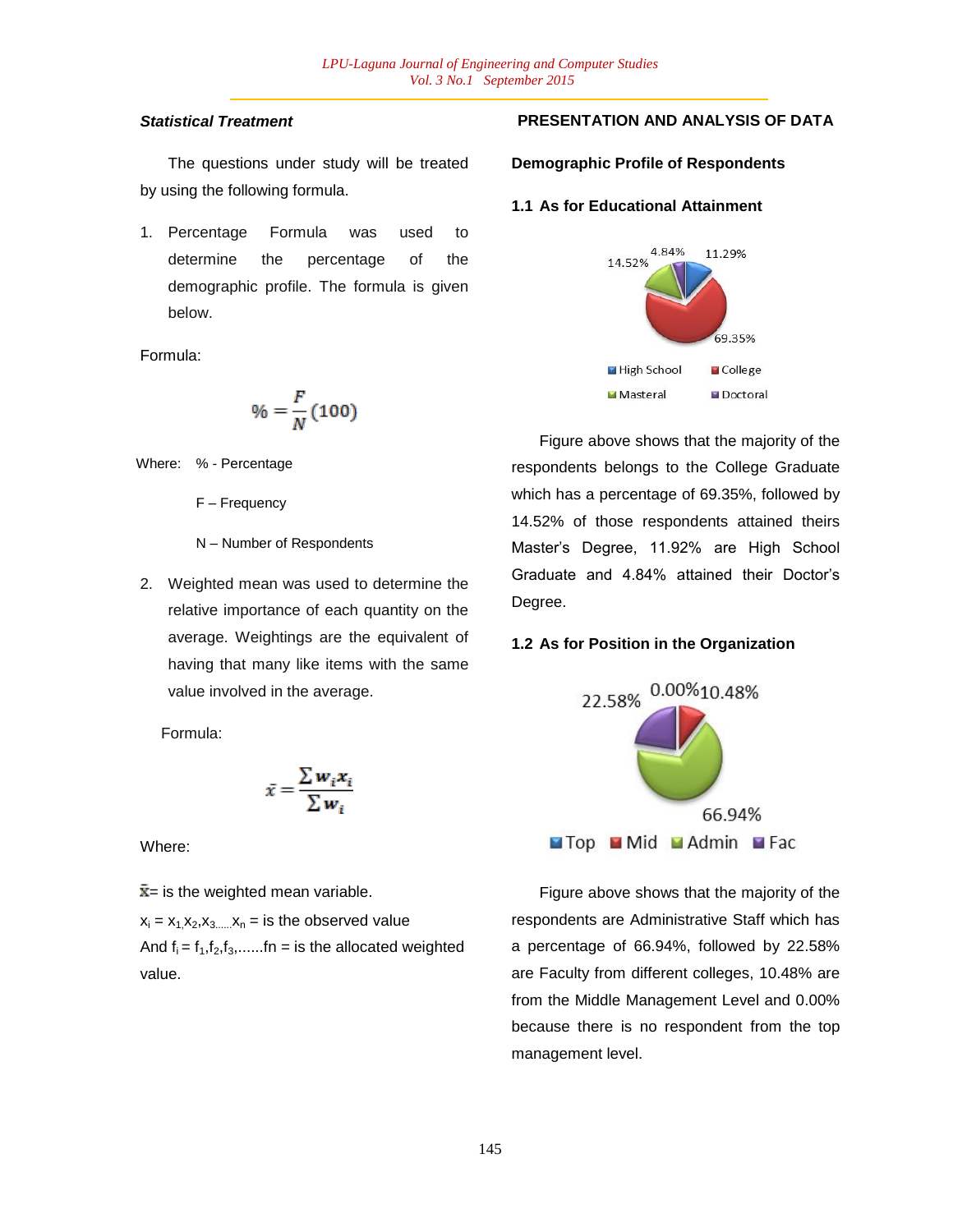### *Statistical Treatment*

The questions under study will be treated by using the following formula.

1. Percentage Formula was used to determine the percentage of the demographic profile. The formula is given below.

Formula:

$$\% = \frac{F}{N}(100)$$

Where: % - Percentage

F – Frequency

N – Number of Respondents

2. Weighted mean was used to determine the relative importance of each quantity on the average. Weightings are the equivalent of having that many like items with the same value involved in the average.

Formula:

$$\bar{x} = \frac{\sum w_i x_i}{\sum w_i}$$

Where:

$\bar{x}$= is the weighted mean variable.

$x_i = x_1, x_2, x_3 \ldots x_n$ = is the observed value

And $f_i = f_1, f_2, f_3, \ldots fn$ = is the allocated weighted value.

## PRESENTATION AND ANALYSIS OF DATA

### Demographic Profile of Respondents

#### 1.1 As for Educational Attainment

Figure above shows that the majority of the respondents belongs to the College Graduate which has a percentage of 69.35%, followed by 14.52% of those respondents attained theirs Master's Degree, 11.92% are High School Graduate and 4.84% attained their Doctor's Degree.

#### 1.2 As for Position in the Organization

Figure above shows that the majority of the respondents are Administrative Staff which has a percentage of 66.94%, followed by 22.58% are Faculty from different colleges, 10.48% are from the Middle Management Level and 0.00% because there is no respondent from the top management level.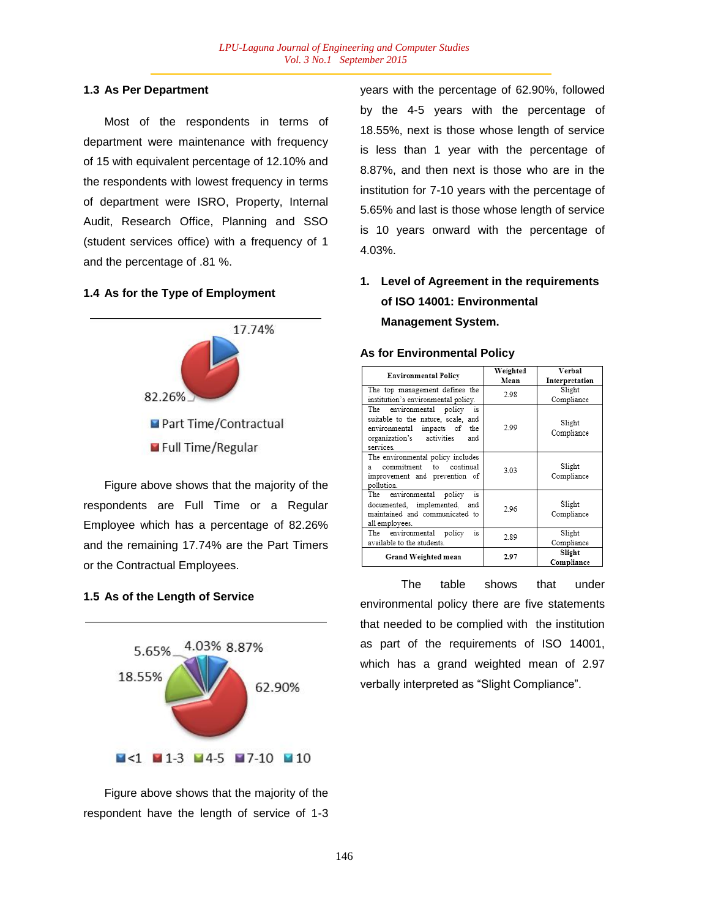### 1.3 As Per Department

Most of the respondents in terms of department were maintenance with frequency of 15 with equivalent percentage of 12.10% and the respondents with lowest frequency in terms of department were ISRO, Property, Internal Audit, Research Office, Planning and SSO (student services office) with a frequency of 1 and the percentage of .81 %.

### 1.4 As for the Type of Employment

17.74%

82.26%

Part Time/Contractual

Full Time/Regular

Figure above shows that the majority of the respondents are Full Time or a Regular Employee which has a percentage of 82.26% and the remaining 17.74% are the Part Timers or the Contractual Employees.

### 1.5 As of the Length of Service

5.65% 4.03% 8.87%

18.55%

62.90%

<1 1-3 4-5 7-10 10

Figure above shows that the majority of the respondent have the length of service of 1-3 years with the percentage of 62.90%, followed by the 4-5 years with the percentage of 18.55%, next is those whose length of service is less than 1 year with the percentage of 8.87%, and then next is those who are in the institution for 7-10 years with the percentage of 5.65% and last is those whose length of service is 10 years onward with the percentage of 4.03%.

## 1. Level of Agreement in the requirements of ISO 14001: Environmental Management System.

### As for Environmental Policy

| Environmental Policy | Weighted Mean | Verbal Interpretation |
|---|---|---|
| The top management defines the institution's environmental policy. | 2.98 | Slight Compliance |
| The environmental policy is suitable to the nature, scale, and environmental impacts of the organization's activities and services. | 2.99 | Slight Compliance |
| The environmental policy includes a commitment to continual improvement and prevention of pollution. | 3.03 | Slight Compliance |
| The environmental policy is documented, implemented, and maintained and communicated to all employees. | 2.96 | Slight Compliance |
| The environmental policy is available to the students. | 2.89 | Slight Compliance |
| **Grand Weighted mean** | **2.97** | **Slight Compliance** |

The table shows that under environmental policy there are five statements that needed to be complied with the institution as part of the requirements of ISO 14001, which has a grand weighted mean of 2.97 verbally interpreted as "Slight Compliance".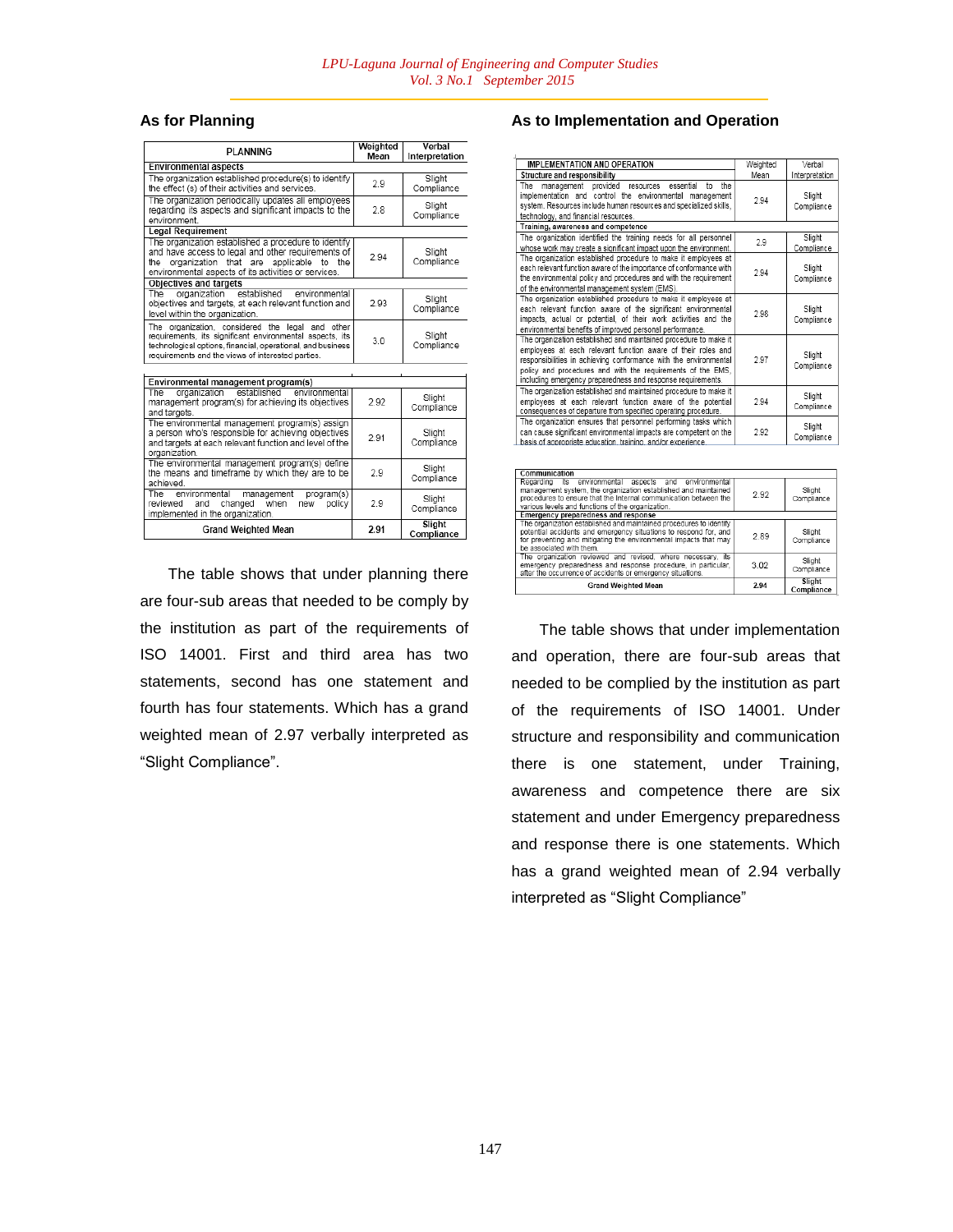### As for Planning

| PLANNING | Weighted Mean | Verbal Interpretation |
|---|---|---|
| **Environmental aspects** | | |
| The organization established procedure(s) to identify the effect (s) of their activities and services. | 2.9 | Slight Compliance |
| The organization periodically updates all employees regarding its aspects and significant impacts to the environment. | 2.8 | Slight Compliance |
| **Legal Requirement** | | |
| The organization established a procedure to identify and have access to legal and other requirements of the organization that are applicable to the environmental aspects of its activities or services. | 2.94 | Slight Compliance |
| **Objectives and targets** | | |
| The organization established environmental objectives and targets, at each relevant function and level within the organization. | 2.93 | Slight Compliance |
| The organization, considered the legal and other requirements, its significant environmental aspects, its technological options, financial, operational, and business requirements and the views of interested parties. | 3.0 | Slight Compliance |
| **Environmental management program(s)** | | |
| The organization established environmental management program(s) for achieving its objectives and targets. | 2.92 | Slight Compliance |
| The environmental management program(s) assign a person who's responsible for achieving objectives and targets at each relevant function and level of the organization. | 2.91 | Slight Compliance |
| The environmental management program(s) define the means and timeframe by which they are to be achieved. | 2.9 | Slight Compliance |
| The environmental management program(s) reviewed and changed when new policy implemented in the organization. | 2.9 | Slight Compliance |
| **Grand Weighted Mean** | **2.91** | **Slight Compliance** |

The table shows that under planning there are four-sub areas that needed to be comply by the institution as part of the requirements of ISO 14001. First and third area has two statements, second has one statement and fourth has four statements. Which has a grand weighted mean of 2.97 verbally interpreted as "Slight Compliance".

### As to Implementation and Operation

| IMPLEMENTATION AND OPERATION | Weighted Mean | Verbal Interpretation |
|---|---|---|
| **Structure and responsibility** | | |
| The management provided resources essential to the implementation and control the environmental management system. Resources include human resources and specialized skills, technology, and financial resources. | 2.94 | Slight Compliance |
| **Training, awareness and competence** | | |
| The organization identified the training needs for all personnel whose work may create a significant impact upon the environment. | 2.9 | Slight Compliance |
| The organization established procedure to make it employees at each relevant function aware of the importance of conformance with the environmental policy and procedures and with the requirement of the environmental management system (EMS). | 2.94 | Slight Compliance |
| The organization established procedure to make it employees at each relevant function aware of the significant environmental impacts, actual or potential, of their work activities and the environmental benefits of improved personal performance. | 2.98 | Slight Compliance |
| The organization established and maintained procedure to make it employees at each relevant function aware of their roles and responsibilities in achieving conformance with the environmental policy and procedures and with the requirements of the EMS, including emergency preparedness and response requirements. | 2.97 | Slight Compliance |
| The organization established and maintained procedure to make it employees at each relevant function aware of the potential consequences of departure from specified operating procedure. | 2.94 | Slight Compliance |
| The organization ensures that personnel performing tasks which can cause significant environmental impacts are competent on the basis of appropriate education, training, and/or experience. | 2.92 | Slight Compliance |
| **Communication** | | |
| Regarding its environmental aspects and environmental management system, the organization established and maintained procedures to ensure that the internal communication between the various levels and functions of the organization. | 2.92 | Slight Compliance |
| **Emergency preparedness and response** | | |
| The organization established and maintained procedures to identify potential accidents and emergency situations to respond for, and for preventing and mitigating the environmental impacts that may be associated with them. | 2.89 | Slight Compliance |
| The organization reviewed and revised, where necessary, its emergency preparedness and response procedure, in particular, after the occurrence of accidents or emergency situations. | 3.02 | Slight Compliance |
| **Grand Weighted Mean** | **2.94** | **Slight Compliance** |

The table shows that under implementation and operation, there are four-sub areas that needed to be complied by the institution as part of the requirements of ISO 14001. Under structure and responsibility and communication there is one statement, under Training, awareness and competence there are six statement and under Emergency preparedness and response there is one statements. Which has a grand weighted mean of 2.94 verbally interpreted as "Slight Compliance"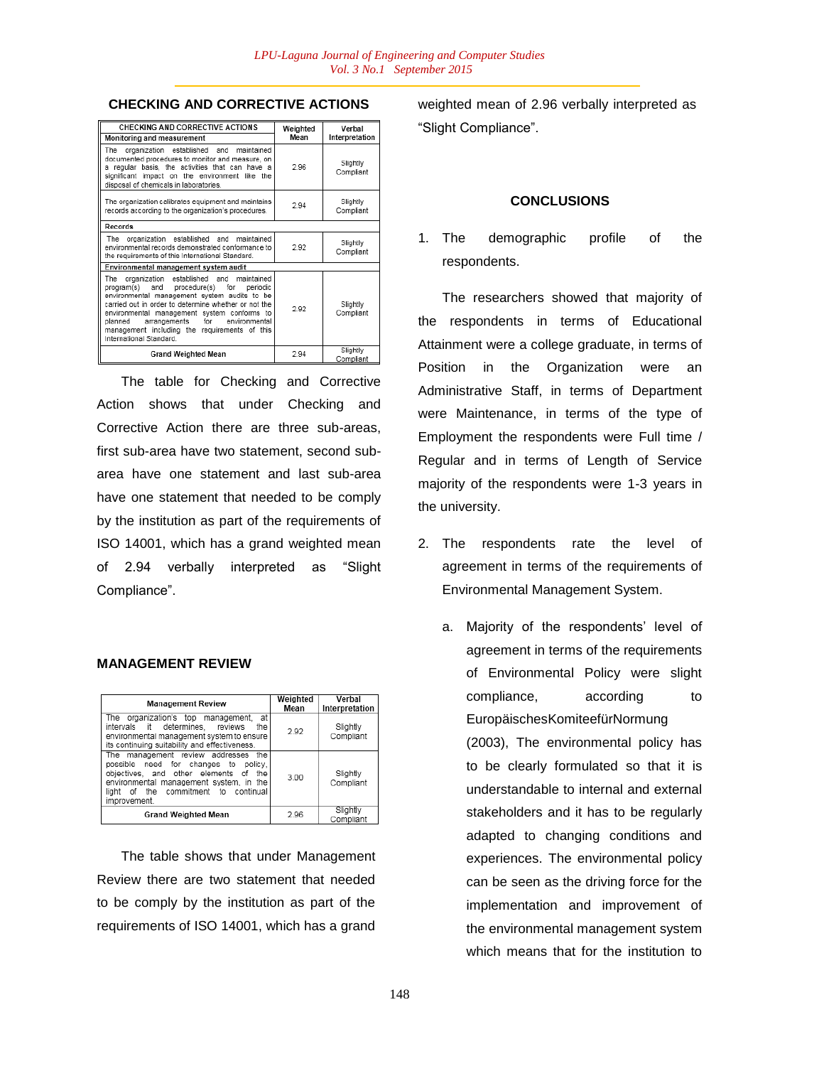### CHECKING AND CORRECTIVE ACTIONS

| CHECKING AND CORRECTIVE ACTIONS | Weighted Mean | Verbal Interpretation |
|---|---|---|
| **Monitoring and measurement** | | |
| The organization established and maintained documented procedures to monitor and measure, on a regular basis, the activities that can have a significant impact on the environment like the disposal of chemicals in laboratories. | 2.96 | Slightly Compliant |
| The organization calibrates equipment and maintains records according to the organization's procedures. | 2.94 | Slightly Compliant |
| **Records** | | |
| The organization established and maintained environmental records demonstrated conformance to the requirements of this International Standard. | 2.92 | Slightly Compliant |
| **Environmental management system audit** | | |
| The organization established and maintained program(s) and procedure(s) for periodic environmental management system audits to be carried out in order to determine whether or not the environmental management system conforms to planned arrangements for environmental management including the requirements of this International Standard. | 2.92 | Slightly Compliant |
| **Grand Weighted Mean** | 2.94 | Slightly Compliant |

The table for Checking and Corrective Action shows that under Checking and Corrective Action there are three sub-areas, first sub-area have two statement, second sub-area have one statement and last sub-area have one statement that needed to be comply by the institution as part of the requirements of ISO 14001, which has a grand weighted mean of 2.94 verbally interpreted as "Slight Compliance".

### MANAGEMENT REVIEW

| Management Review | Weighted Mean | Verbal Interpretation |
|---|---|---|
| The organization's top management, at intervals it determines, reviews the environmental management system to ensure its continuing suitability and effectiveness. | 2.92 | Slightly Compliant |
| The management review addresses the possible need for changes to policy, objectives, and other elements of the environmental management system, in the light of the commitment to continual improvement. | 3.00 | Slightly Compliant |
| **Grand Weighted Mean** | 2.96 | Slightly Compliant |

The table shows that under Management Review there are two statement that needed to be comply by the institution as part of the requirements of ISO 14001, which has a grand weighted mean of 2.96 verbally interpreted as "Slight Compliance".

### CONCLUSIONS

1. The demographic profile of the respondents.

The researchers showed that majority of the respondents in terms of Educational Attainment were a college graduate, in terms of Position in the Organization were an Administrative Staff, in terms of Department were Maintenance, in terms of the type of Employment the respondents were Full time / Regular and in terms of Length of Service majority of the respondents were 1-3 years in the university.

2. The respondents rate the level of agreement in terms of the requirements of Environmental Management System.

   a. Majority of the respondents' level of agreement in terms of the requirements of Environmental Policy were slight compliance, according to EuropäischesKomiteefürNormung (2003), The environmental policy has to be clearly formulated so that it is understandable to internal and external stakeholders and it has to be regularly adapted to changing conditions and experiences. The environmental policy can be seen as the driving force for the implementation and improvement of the environmental management system which means that for the institution to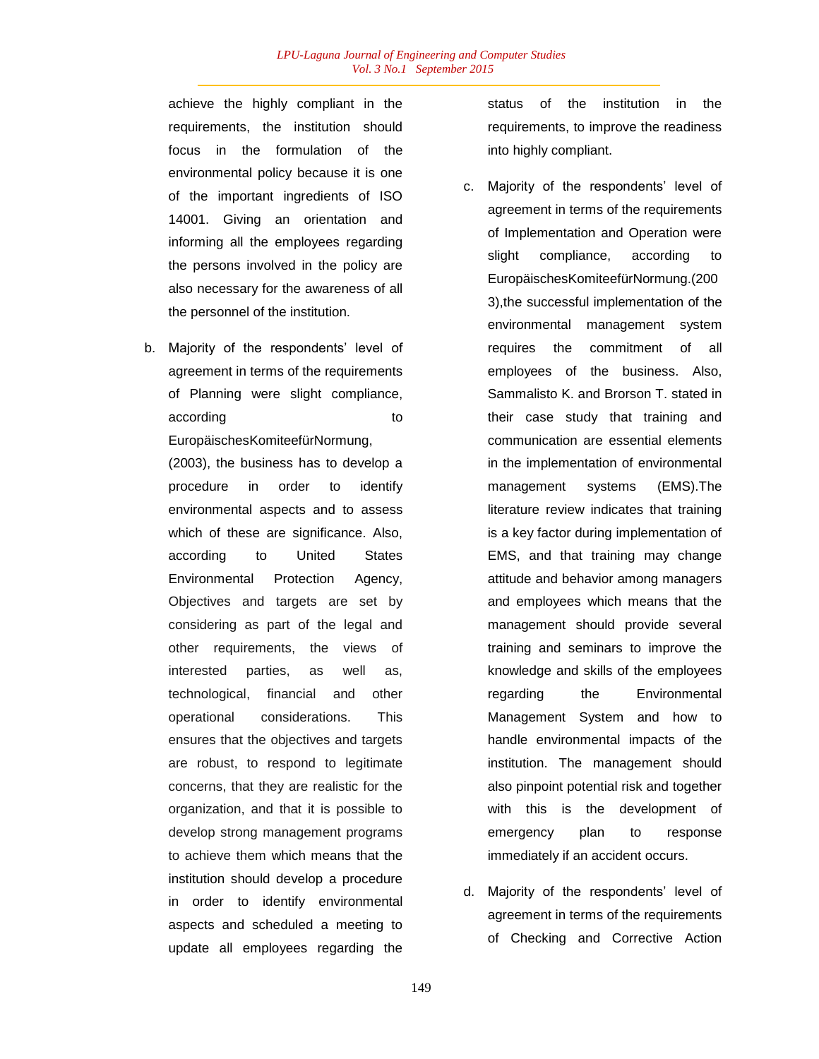achieve the highly compliant in the requirements, the institution should focus in the formulation of the environmental policy because it is one of the important ingredients of ISO 14001. Giving an orientation and informing all the employees regarding the persons involved in the policy are also necessary for the awareness of all the personnel of the institution.

b. Majority of the respondents' level of agreement in terms of the requirements of Planning were slight compliance, according to EuropäischesKomiteefürNormung, (2003), the business has to develop a procedure in order to identify environmental aspects and to assess which of these are significance. Also, according to United States Environmental Protection Agency, Objectives and targets are set by considering as part of the legal and other requirements, the views of interested parties, as well as, technological, financial and other operational considerations. This ensures that the objectives and targets are robust, to respond to legitimate concerns, that they are realistic for the organization, and that it is possible to develop strong management programs to achieve them which means that the institution should develop a procedure in order to identify environmental aspects and scheduled a meeting to update all employees regarding the status of the institution in the requirements, to improve the readiness into highly compliant.

c. Majority of the respondents' level of agreement in terms of the requirements of Implementation and Operation were slight compliance, according to EuropäischesKomiteefürNormung.(2003),the successful implementation of the environmental management system requires the commitment of all employees of the business. Also, Sammalisto K. and Brorson T. stated in their case study that training and communication are essential elements in the implementation of environmental management systems (EMS).The literature review indicates that training is a key factor during implementation of EMS, and that training may change attitude and behavior among managers and employees which means that the management should provide several training and seminars to improve the knowledge and skills of the employees regarding the Environmental Management System and how to handle environmental impacts of the institution. The management should also pinpoint potential risk and together with this is the development of emergency plan to response immediately if an accident occurs.

d. Majority of the respondents' level of agreement in terms of the requirements of Checking and Corrective Action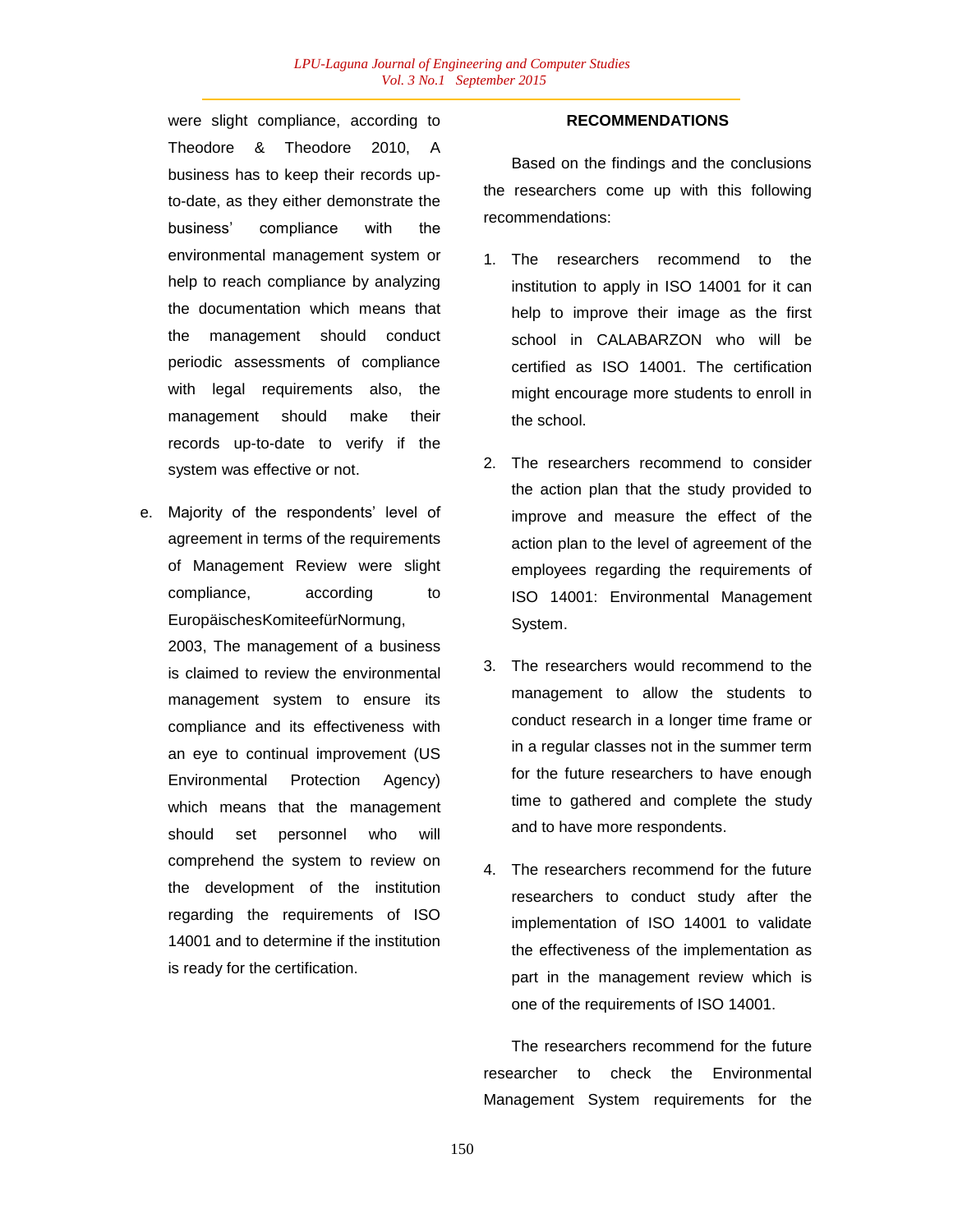were slight compliance, according to Theodore & Theodore 2010, A business has to keep their records up-to-date, as they either demonstrate the business' compliance with the environmental management system or help to reach compliance by analyzing the documentation which means that the management should conduct periodic assessments of compliance with legal requirements also, the management should make their records up-to-date to verify if the system was effective or not.

e. Majority of the respondents' level of agreement in terms of the requirements of Management Review were slight compliance, according to EuropäischesKomiteefürNormung, 2003, The management of a business is claimed to review the environmental management system to ensure its compliance and its effectiveness with an eye to continual improvement (US Environmental Protection Agency) which means that the management should set personnel who will comprehend the system to review on the development of the institution regarding the requirements of ISO 14001 and to determine if the institution is ready for the certification.

## RECOMMENDATIONS

Based on the findings and the conclusions the researchers come up with this following recommendations:

1. The researchers recommend to the institution to apply in ISO 14001 for it can help to improve their image as the first school in CALABARZON who will be certified as ISO 14001. The certification might encourage more students to enroll in the school.

2. The researchers recommend to consider the action plan that the study provided to improve and measure the effect of the action plan to the level of agreement of the employees regarding the requirements of ISO 14001: Environmental Management System.

3. The researchers would recommend to the management to allow the students to conduct research in a longer time frame or in a regular classes not in the summer term for the future researchers to have enough time to gathered and complete the study and to have more respondents.

4. The researchers recommend for the future researchers to conduct study after the implementation of ISO 14001 to validate the effectiveness of the implementation as part in the management review which is one of the requirements of ISO 14001.

The researchers recommend for the future researcher to check the Environmental Management System requirements for the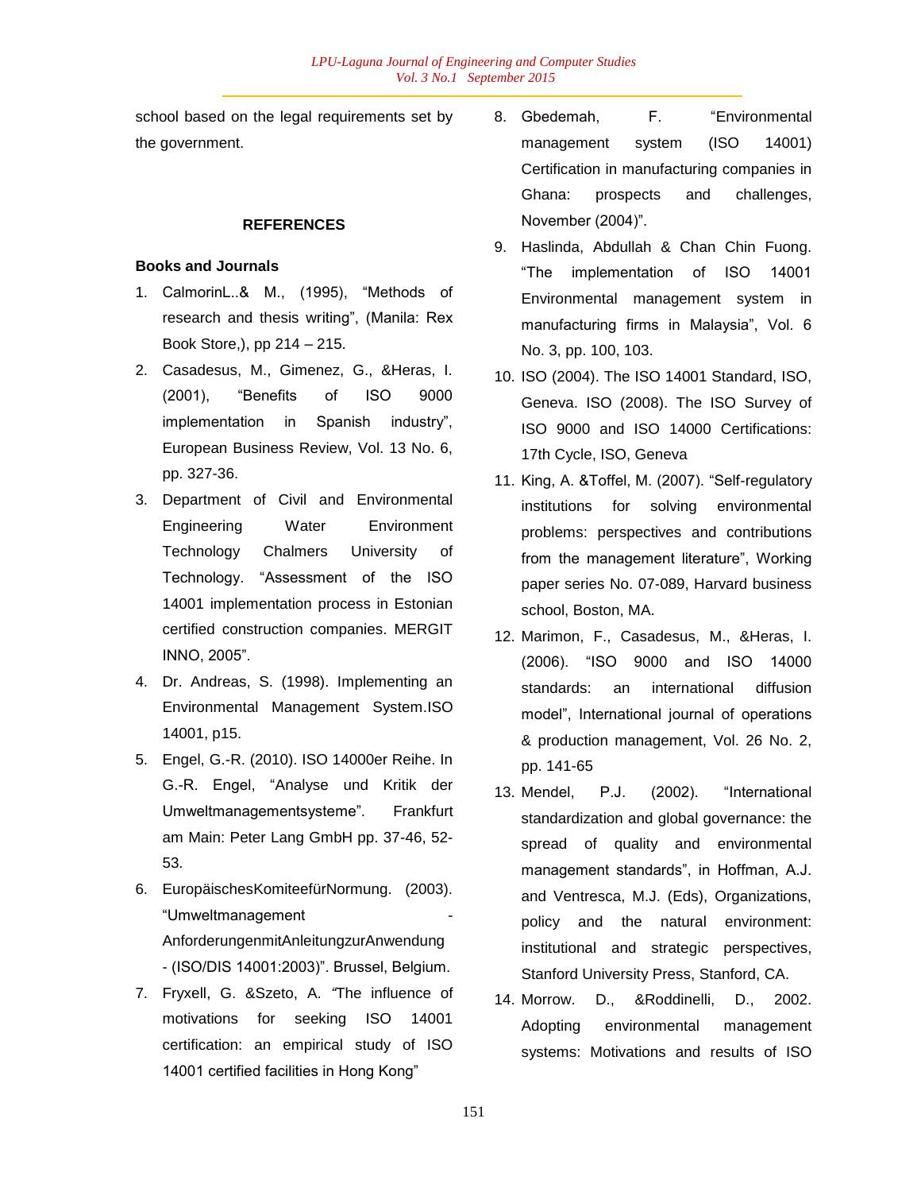school based on the legal requirements set by the government.

## REFERENCES

### Books and Journals

1. CalmorinL..& M., (1995), "Methods of research and thesis writing", (Manila: Rex Book Store,), pp 214 – 215.
2. Casadesus, M., Gimenez, G., &Heras, I. (2001), "Benefits of ISO 9000 implementation in Spanish industry", European Business Review, Vol. 13 No. 6, pp. 327-36.
3. Department of Civil and Environmental Engineering Water Environment Technology Chalmers University of Technology. "Assessment of the ISO 14001 implementation process in Estonian certified construction companies. MERGIT INNO, 2005".
4. Dr. Andreas, S. (1998). Implementing an Environmental Management System.ISO 14001, p15.
5. Engel, G.-R. (2010). ISO 14000er Reihe. In G.-R. Engel, "Analyse und Kritik der Umweltmanagementsysteme". Frankfurt am Main: Peter Lang GmbH pp. 37-46, 52-53.
6. EuropäischesKomiteefürNormung. (2003). "Umweltmanagement - AnforderungenmitAnleitungzurAnwendung - (ISO/DIS 14001:2003)". Brussel, Belgium.
7. Fryxell, G. &Szeto, A. "The influence of motivations for seeking ISO 14001 certification: an empirical study of ISO 14001 certified facilities in Hong Kong"
8. Gbedemah, F. "Environmental management system (ISO 14001) Certification in manufacturing companies in Ghana: prospects and challenges, November (2004)".
9. Haslinda, Abdullah & Chan Chin Fuong. "The implementation of ISO 14001 Environmental management system in manufacturing firms in Malaysia", Vol. 6 No. 3, pp. 100, 103.
10. ISO (2004). The ISO 14001 Standard, ISO, Geneva. ISO (2008). The ISO Survey of ISO 9000 and ISO 14000 Certifications: 17th Cycle, ISO, Geneva
11. King, A. &Toffel, M. (2007). "Self-regulatory institutions for solving environmental problems: perspectives and contributions from the management literature", Working paper series No. 07-089, Harvard business school, Boston, MA.
12. Marimon, F., Casadesus, M., &Heras, I. (2006). "ISO 9000 and ISO 14000 standards: an international diffusion model", International journal of operations & production management, Vol. 26 No. 2, pp. 141-65
13. Mendel, P.J. (2002). "International standardization and global governance: the spread of quality and environmental management standards", in Hoffman, A.J. and Ventresca, M.J. (Eds), Organizations, policy and the natural environment: institutional and strategic perspectives, Stanford University Press, Stanford, CA.
14. Morrow. D., &Roddinelli, D., 2002. Adopting environmental management systems: Motivations and results of ISO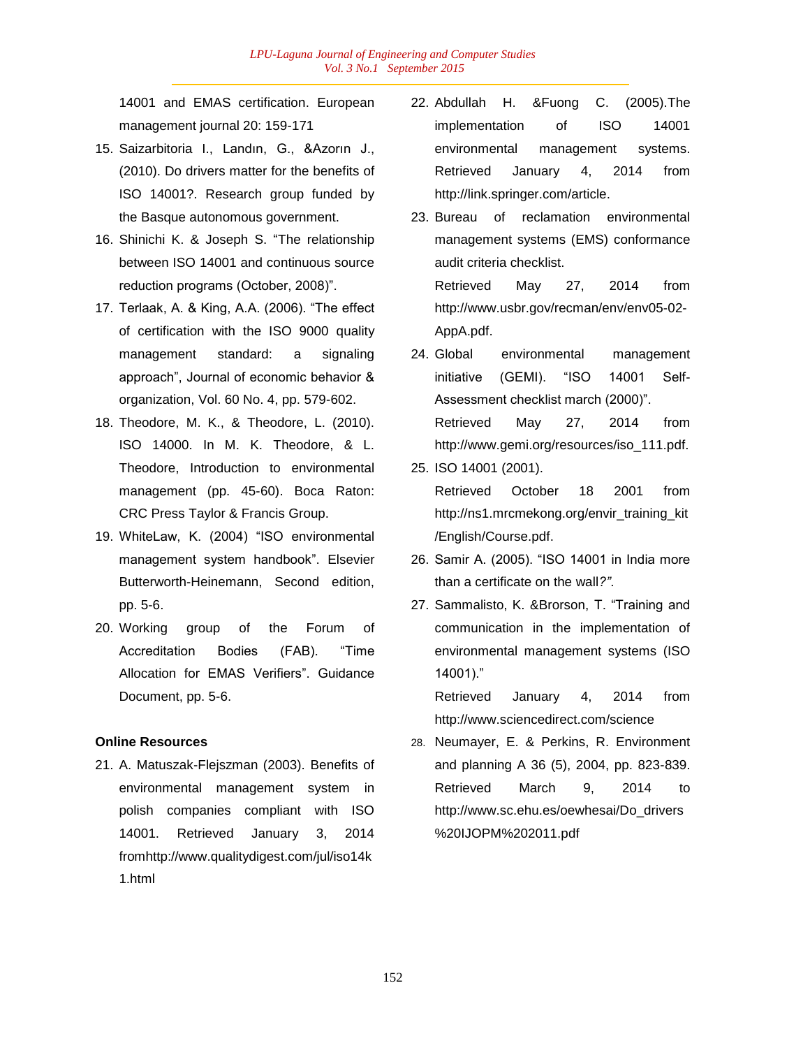14001 and EMAS certification. European management journal 20: 159-171

15. Saizarbitoria I., Landın, G., &Azorın J., (2010). Do drivers matter for the benefits of ISO 14001?. Research group funded by the Basque autonomous government.
16. Shinichi K. & Joseph S. "The relationship between ISO 14001 and continuous source reduction programs (October, 2008)".
17. Terlaak, A. & King, A.A. (2006). "The effect of certification with the ISO 9000 quality management standard: a signaling approach", Journal of economic behavior & organization, Vol. 60 No. 4, pp. 579-602.
18. Theodore, M. K., & Theodore, L. (2010). ISO 14000. In M. K. Theodore, & L. Theodore, Introduction to environmental management (pp. 45-60). Boca Raton: CRC Press Taylor & Francis Group.
19. WhiteLaw, K. (2004) "ISO environmental management system handbook". Elsevier Butterworth-Heinemann, Second edition, pp. 5-6.
20. Working group of the Forum of Accreditation Bodies (FAB). "Time Allocation for EMAS Verifiers". Guidance Document, pp. 5-6.

**Online Resources**

21. A. Matuszak-Flejszman (2003). Benefits of environmental management system in polish companies compliant with ISO 14001. Retrieved January 3, 2014 fromhttp://www.qualitydigest.com/jul/iso14k1.html
22. Abdullah H. &Fuong C. (2005).The implementation of ISO 14001 environmental management systems. Retrieved January 4, 2014 from http://link.springer.com/article.
23. Bureau of reclamation environmental management systems (EMS) conformance audit criteria checklist.
    Retrieved May 27, 2014 from http://www.usbr.gov/recman/env/env05-02-AppA.pdf.
24. Global environmental management initiative (GEMI). "ISO 14001 Self-Assessment checklist march (2000)".
    Retrieved May 27, 2014 from http://www.gemi.org/resources/iso_111.pdf.
25. ISO 14001 (2001).
    Retrieved October 18 2001 from http://ns1.mrcmekong.org/envir_training_kit/English/Course.pdf.
26. Samir A. (2005). "ISO 14001 in India more than a certificate on the wall*?"*.
27. Sammalisto, K. &Brorson, T. "Training and communication in the implementation of environmental management systems (ISO 14001)."
    Retrieved January 4, 2014 from http://www.sciencedirect.com/science
28. Neumayer, E. & Perkins, R. Environment and planning A 36 (5), 2004, pp. 823-839. Retrieved March 9, 2014 to http://www.sc.ehu.es/oewhesai/Do_drivers%20IJOPM%202011.pdf